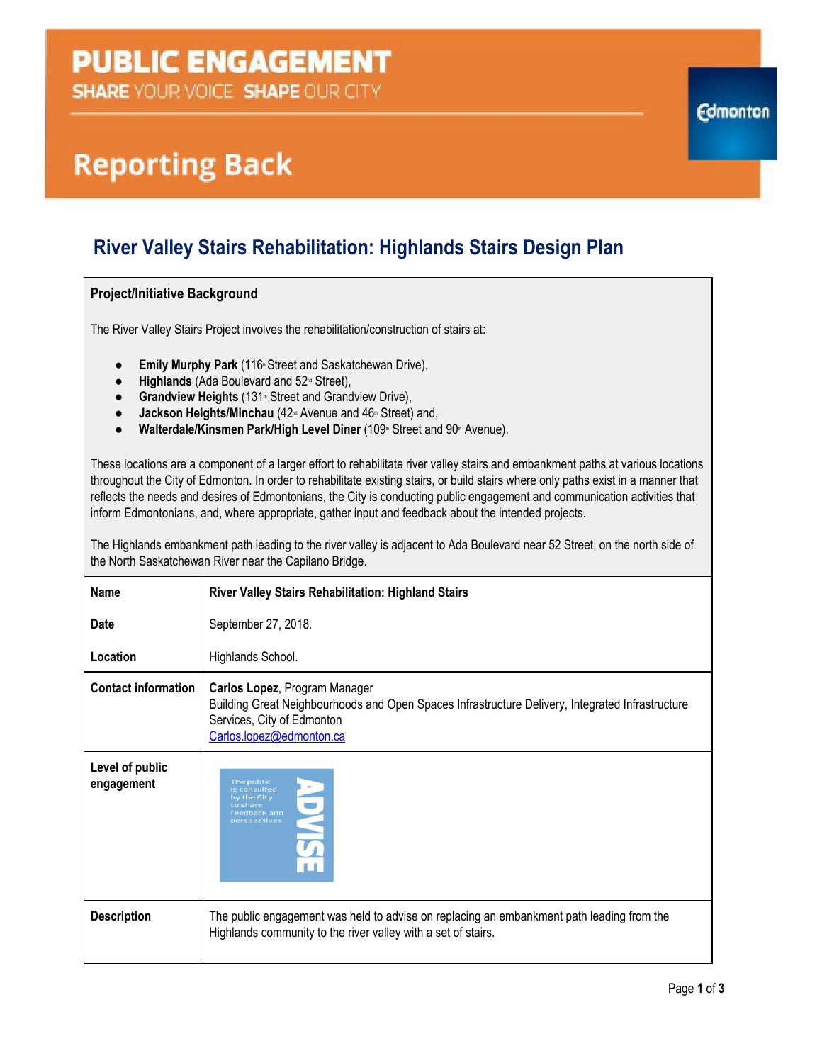# PUBLIC ENGAGEMENT

SHARE YOUR VOICE SHAPE OUR CITY

Edmonton

## Reporting Back

# River Valley Stairs Rehabilitation: Highlands Stairs Design Plan

### Project/Initiative Background

The River Valley Stairs Project involves the rehabilitation/construction of stairs at:

- **Emily Murphy Park** (116th Street and Saskatchewan Drive),
- **Highlands** (Ada Boulevard and 52nd Street),
- **Grandview Heights** (131st Street and Grandview Drive),
- **Jackson Heights/Minchau** (42nd Avenue and 46th Street) and,
- **Walterdale/Kinsmen Park/High Level Diner** (109th Street and 90th Avenue).

These locations are a component of a larger effort to rehabilitate river valley stairs and embankment paths at various locations throughout the City of Edmonton. In order to rehabilitate existing stairs, or build stairs where only paths exist in a manner that reflects the needs and desires of Edmontonians, the City is conducting public engagement and communication activities that inform Edmontonians, and, where appropriate, gather input and feedback about the intended projects.

The Highlands embankment path leading to the river valley is adjacent to Ada Boulevard near 52 Street, on the north side of the North Saskatchewan River near the Capilano Bridge.

| | |
|---|---|
| **Name** | **River Valley Stairs Rehabilitation: Highland Stairs** |
| **Date** | September 27, 2018. |
| **Location** | Highlands School. |
| **Contact information** | **Carlos Lopez**, Program Manager<br>Building Great Neighbourhoods and Open Spaces Infrastructure Delivery, Integrated Infrastructure Services, City of Edmonton<br>Carlos.lopez@edmonton.ca |
| **Level of public engagement** | ADVISE — The public is consulted by the City to share feedback and perspectives. |
| **Description** | The public engagement was held to advise on replacing an embankment path leading from the Highlands community to the river valley with a set of stairs. |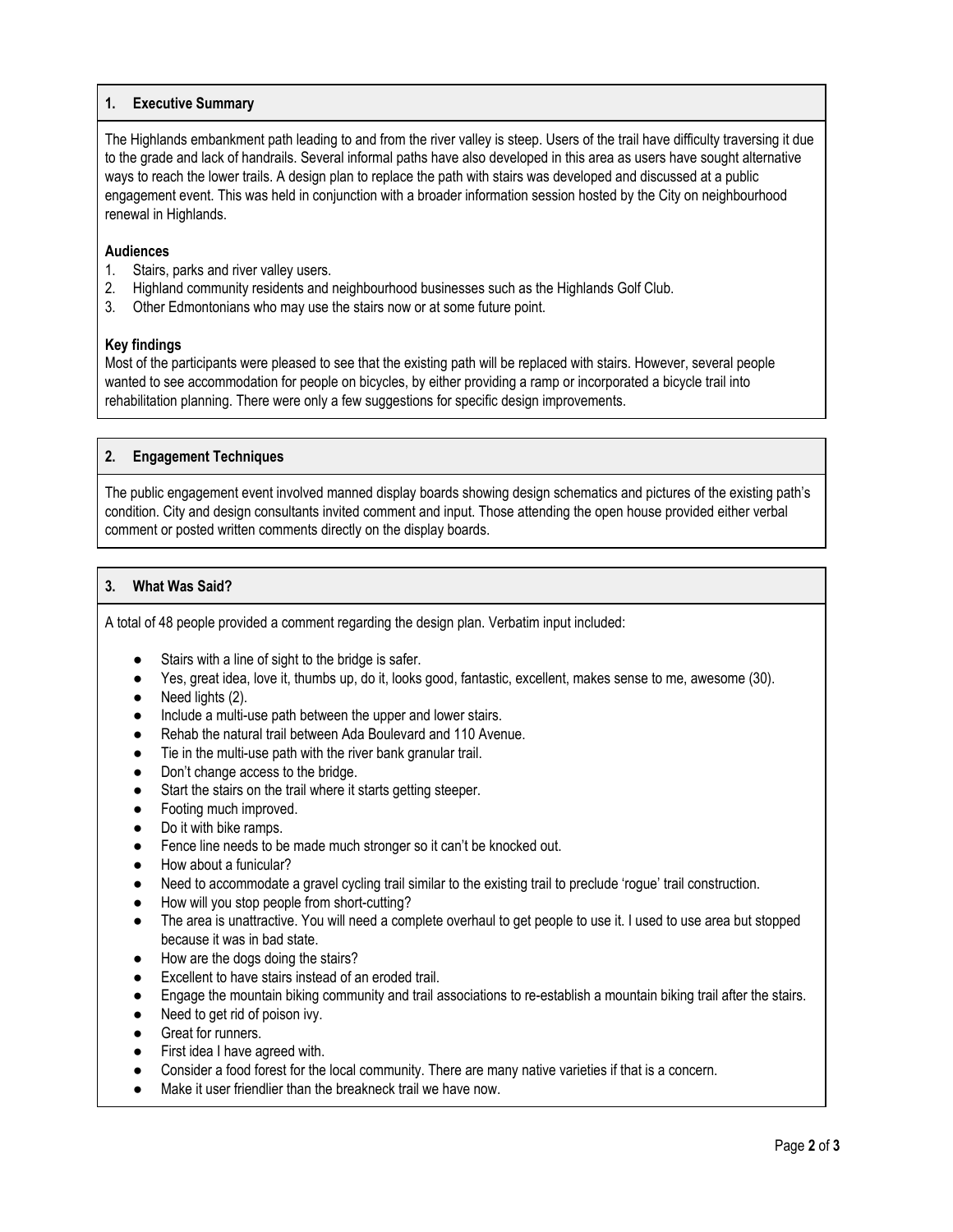## 1. Executive Summary

The Highlands embankment path leading to and from the river valley is steep. Users of the trail have difficulty traversing it due to the grade and lack of handrails. Several informal paths have also developed in this area as users have sought alternative ways to reach the lower trails. A design plan to replace the path with stairs was developed and discussed at a public engagement event. This was held in conjunction with a broader information session hosted by the City on neighbourhood renewal in Highlands.

**Audiences**

1. Stairs, parks and river valley users.
2. Highland community residents and neighbourhood businesses such as the Highlands Golf Club.
3. Other Edmontonians who may use the stairs now or at some future point.

**Key findings**

Most of the participants were pleased to see that the existing path will be replaced with stairs. However, several people wanted to see accommodation for people on bicycles, by either providing a ramp or incorporated a bicycle trail into rehabilitation planning. There were only a few suggestions for specific design improvements.

## 2. Engagement Techniques

The public engagement event involved manned display boards showing design schematics and pictures of the existing path's condition. City and design consultants invited comment and input. Those attending the open house provided either verbal comment or posted written comments directly on the display boards.

## 3. What Was Said?

A total of 48 people provided a comment regarding the design plan. Verbatim input included:

- Stairs with a line of sight to the bridge is safer.
- Yes, great idea, love it, thumbs up, do it, looks good, fantastic, excellent, makes sense to me, awesome (30).
- Need lights (2).
- Include a multi-use path between the upper and lower stairs.
- Rehab the natural trail between Ada Boulevard and 110 Avenue.
- Tie in the multi-use path with the river bank granular trail.
- Don't change access to the bridge.
- Start the stairs on the trail where it starts getting steeper.
- Footing much improved.
- Do it with bike ramps.
- Fence line needs to be made much stronger so it can't be knocked out.
- How about a funicular?
- Need to accommodate a gravel cycling trail similar to the existing trail to preclude 'rogue' trail construction.
- How will you stop people from short-cutting?
- The area is unattractive. You will need a complete overhaul to get people to use it. I used to use area but stopped because it was in bad state.
- How are the dogs doing the stairs?
- Excellent to have stairs instead of an eroded trail.
- Engage the mountain biking community and trail associations to re-establish a mountain biking trail after the stairs.
- Need to get rid of poison ivy.
- Great for runners.
- First idea I have agreed with.
- Consider a food forest for the local community. There are many native varieties if that is a concern.
- Make it user friendlier than the breakneck trail we have now.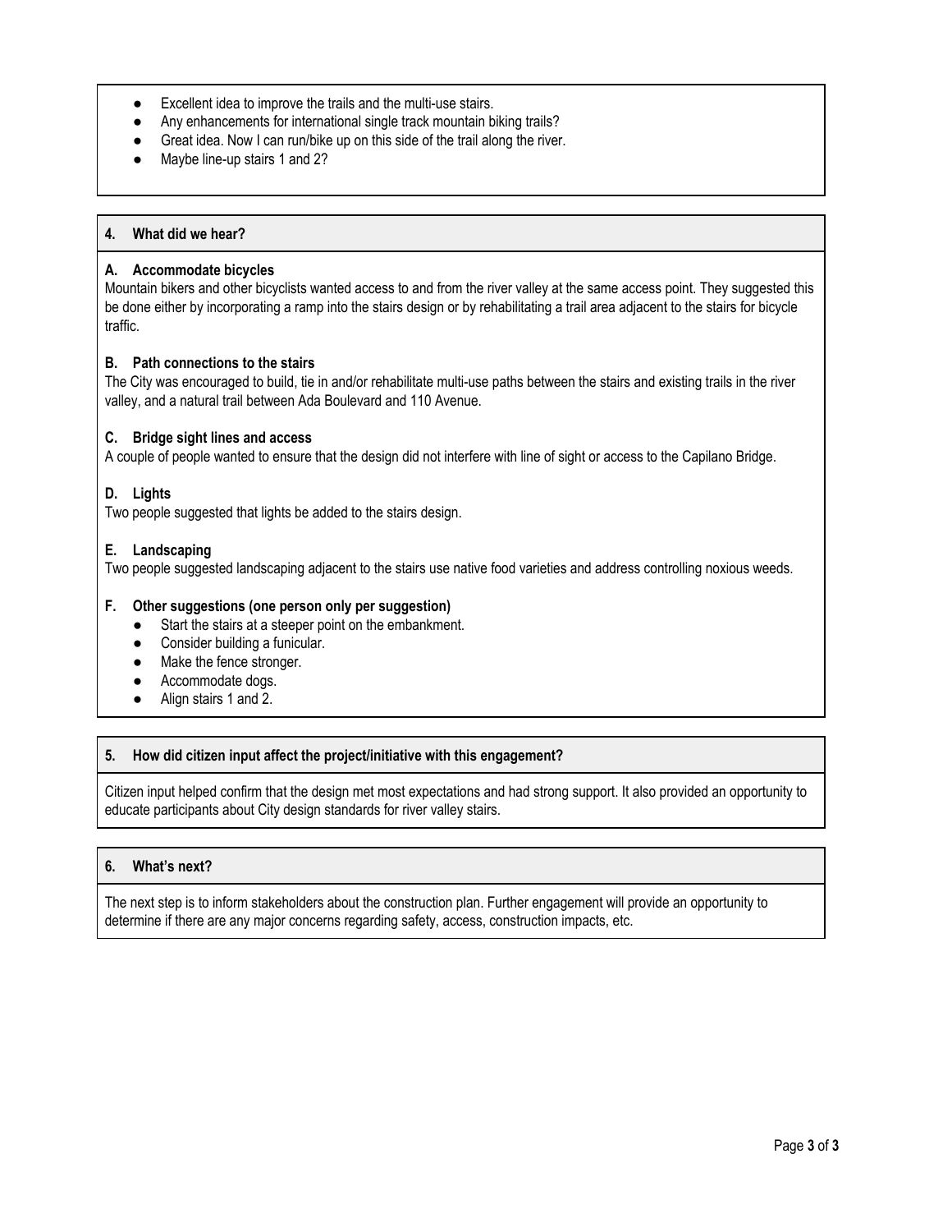- Excellent idea to improve the trails and the multi-use stairs.
- Any enhancements for international single track mountain biking trails?
- Great idea. Now I can run/bike up on this side of the trail along the river.
- Maybe line-up stairs 1 and 2?

## 4. What did we hear?

### A. Accommodate bicycles

Mountain bikers and other bicyclists wanted access to and from the river valley at the same access point. They suggested this be done either by incorporating a ramp into the stairs design or by rehabilitating a trail area adjacent to the stairs for bicycle traffic.

### B. Path connections to the stairs

The City was encouraged to build, tie in and/or rehabilitate multi-use paths between the stairs and existing trails in the river valley, and a natural trail between Ada Boulevard and 110 Avenue.

### C. Bridge sight lines and access

A couple of people wanted to ensure that the design did not interfere with line of sight or access to the Capilano Bridge.

### D. Lights

Two people suggested that lights be added to the stairs design.

### E. Landscaping

Two people suggested landscaping adjacent to the stairs use native food varieties and address controlling noxious weeds.

### F. Other suggestions (one person only per suggestion)

- Start the stairs at a steeper point on the embankment.
- Consider building a funicular.
- Make the fence stronger.
- Accommodate dogs.
- Align stairs 1 and 2.

## 5. How did citizen input affect the project/initiative with this engagement?

Citizen input helped confirm that the design met most expectations and had strong support. It also provided an opportunity to educate participants about City design standards for river valley stairs.

## 6. What's next?

The next step is to inform stakeholders about the construction plan. Further engagement will provide an opportunity to determine if there are any major concerns regarding safety, access, construction impacts, etc.